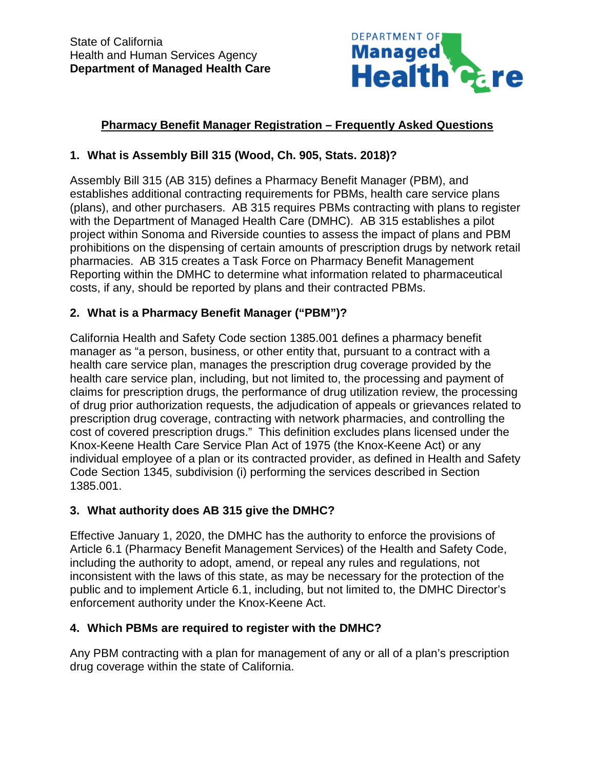State of California
Health and Human Services Agency
**Department of Managed Health Care**

## Pharmacy Benefit Manager Registration – Frequently Asked Questions

### 1. What is Assembly Bill 315 (Wood, Ch. 905, Stats. 2018)?

Assembly Bill 315 (AB 315) defines a Pharmacy Benefit Manager (PBM), and establishes additional contracting requirements for PBMs, health care service plans (plans), and other purchasers. AB 315 requires PBMs contracting with plans to register with the Department of Managed Health Care (DMHC). AB 315 establishes a pilot project within Sonoma and Riverside counties to assess the impact of plans and PBM prohibitions on the dispensing of certain amounts of prescription drugs by network retail pharmacies. AB 315 creates a Task Force on Pharmacy Benefit Management Reporting within the DMHC to determine what information related to pharmaceutical costs, if any, should be reported by plans and their contracted PBMs.

### 2. What is a Pharmacy Benefit Manager ("PBM")?

California Health and Safety Code section 1385.001 defines a pharmacy benefit manager as "a person, business, or other entity that, pursuant to a contract with a health care service plan, manages the prescription drug coverage provided by the health care service plan, including, but not limited to, the processing and payment of claims for prescription drugs, the performance of drug utilization review, the processing of drug prior authorization requests, the adjudication of appeals or grievances related to prescription drug coverage, contracting with network pharmacies, and controlling the cost of covered prescription drugs." This definition excludes plans licensed under the Knox-Keene Health Care Service Plan Act of 1975 (the Knox-Keene Act) or any individual employee of a plan or its contracted provider, as defined in Health and Safety Code Section 1345, subdivision (i) performing the services described in Section 1385.001.

### 3. What authority does AB 315 give the DMHC?

Effective January 1, 2020, the DMHC has the authority to enforce the provisions of Article 6.1 (Pharmacy Benefit Management Services) of the Health and Safety Code, including the authority to adopt, amend, or repeal any rules and regulations, not inconsistent with the laws of this state, as may be necessary for the protection of the public and to implement Article 6.1, including, but not limited to, the DMHC Director's enforcement authority under the Knox-Keene Act.

### 4. Which PBMs are required to register with the DMHC?

Any PBM contracting with a plan for management of any or all of a plan's prescription drug coverage within the state of California.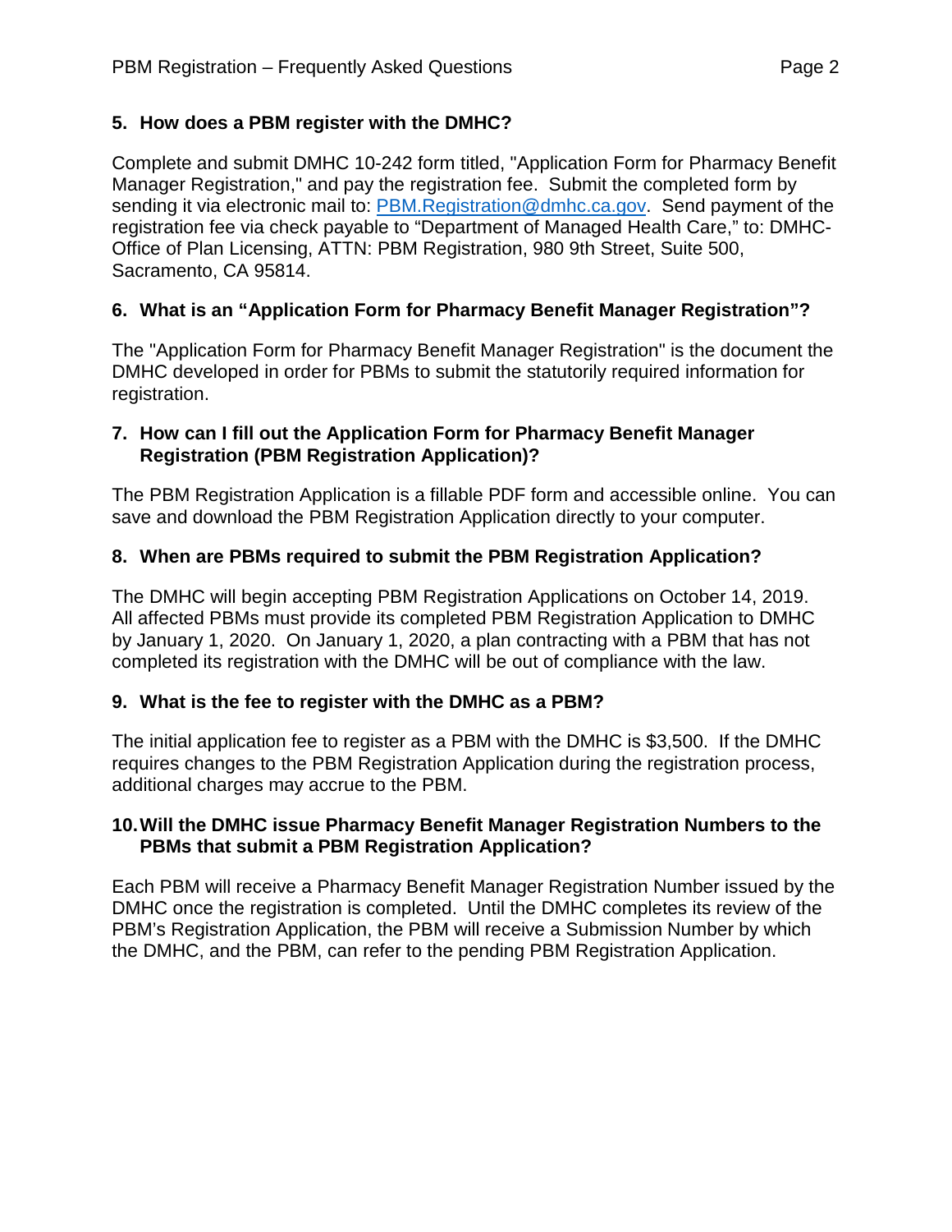**5. How does a PBM register with the DMHC?**

Complete and submit DMHC 10-242 form titled, "Application Form for Pharmacy Benefit Manager Registration," and pay the registration fee. Submit the completed form by sending it via electronic mail to: PBM.Registration@dmhc.ca.gov. Send payment of the registration fee via check payable to "Department of Managed Health Care," to: DMHC-Office of Plan Licensing, ATTN: PBM Registration, 980 9th Street, Suite 500, Sacramento, CA 95814.

**6. What is an "Application Form for Pharmacy Benefit Manager Registration"?**

The "Application Form for Pharmacy Benefit Manager Registration" is the document the DMHC developed in order for PBMs to submit the statutorily required information for registration.

**7. How can I fill out the Application Form for Pharmacy Benefit Manager Registration (PBM Registration Application)?**

The PBM Registration Application is a fillable PDF form and accessible online. You can save and download the PBM Registration Application directly to your computer.

**8. When are PBMs required to submit the PBM Registration Application?**

The DMHC will begin accepting PBM Registration Applications on October 14, 2019. All affected PBMs must provide its completed PBM Registration Application to DMHC by January 1, 2020. On January 1, 2020, a plan contracting with a PBM that has not completed its registration with the DMHC will be out of compliance with the law.

**9. What is the fee to register with the DMHC as a PBM?**

The initial application fee to register as a PBM with the DMHC is $3,500. If the DMHC requires changes to the PBM Registration Application during the registration process, additional charges may accrue to the PBM.

**10. Will the DMHC issue Pharmacy Benefit Manager Registration Numbers to the PBMs that submit a PBM Registration Application?**

Each PBM will receive a Pharmacy Benefit Manager Registration Number issued by the DMHC once the registration is completed. Until the DMHC completes its review of the PBM's Registration Application, the PBM will receive a Submission Number by which the DMHC, and the PBM, can refer to the pending PBM Registration Application.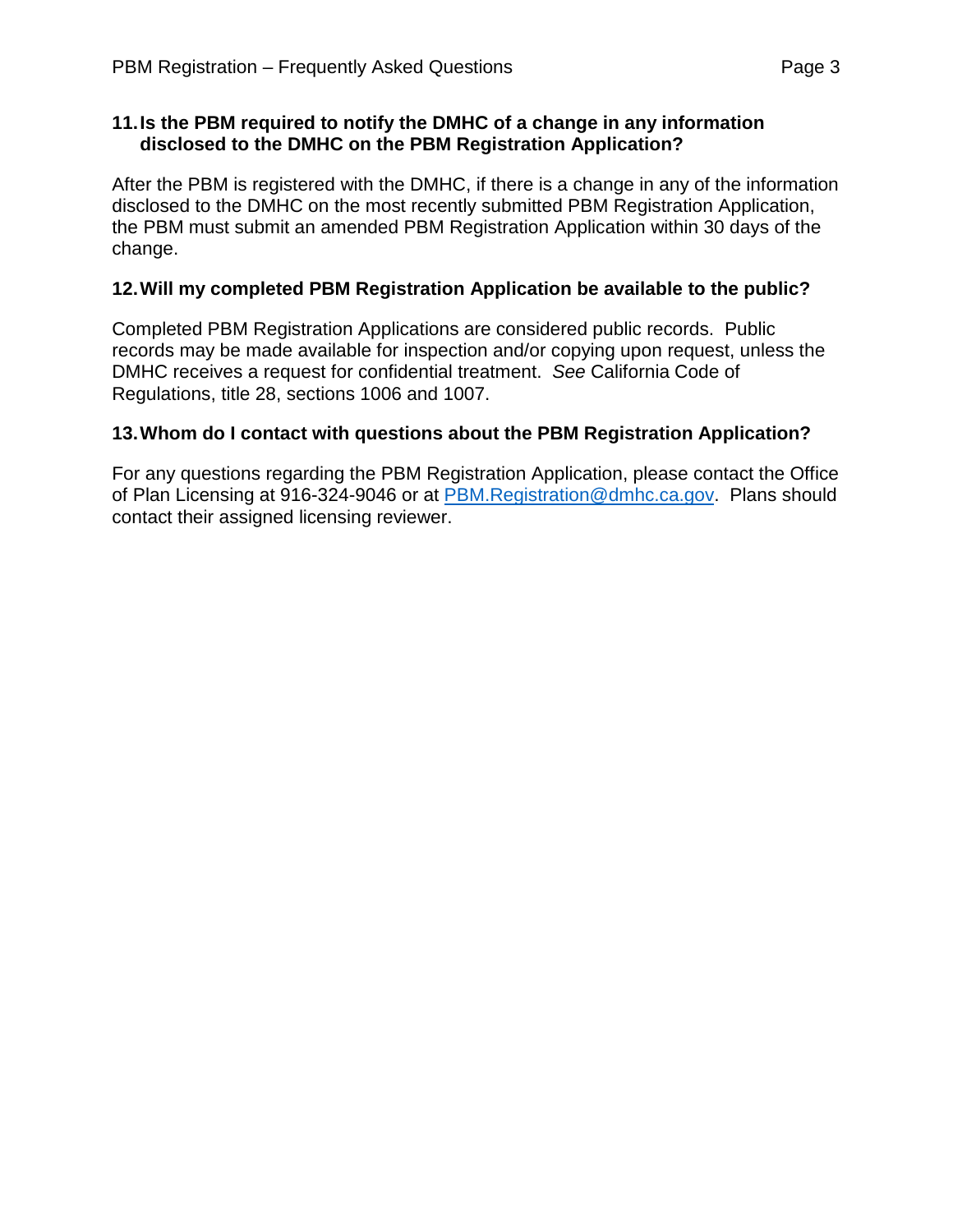**11. Is the PBM required to notify the DMHC of a change in any information disclosed to the DMHC on the PBM Registration Application?**

After the PBM is registered with the DMHC, if there is a change in any of the information disclosed to the DMHC on the most recently submitted PBM Registration Application, the PBM must submit an amended PBM Registration Application within 30 days of the change.

**12. Will my completed PBM Registration Application be available to the public?**

Completed PBM Registration Applications are considered public records. Public records may be made available for inspection and/or copying upon request, unless the DMHC receives a request for confidential treatment. *See* California Code of Regulations, title 28, sections 1006 and 1007.

**13. Whom do I contact with questions about the PBM Registration Application?**

For any questions regarding the PBM Registration Application, please contact the Office of Plan Licensing at 916-324-9046 or at [PBM.Registration@dmhc.ca.gov](mailto:PBM.Registration@dmhc.ca.gov). Plans should contact their assigned licensing reviewer.